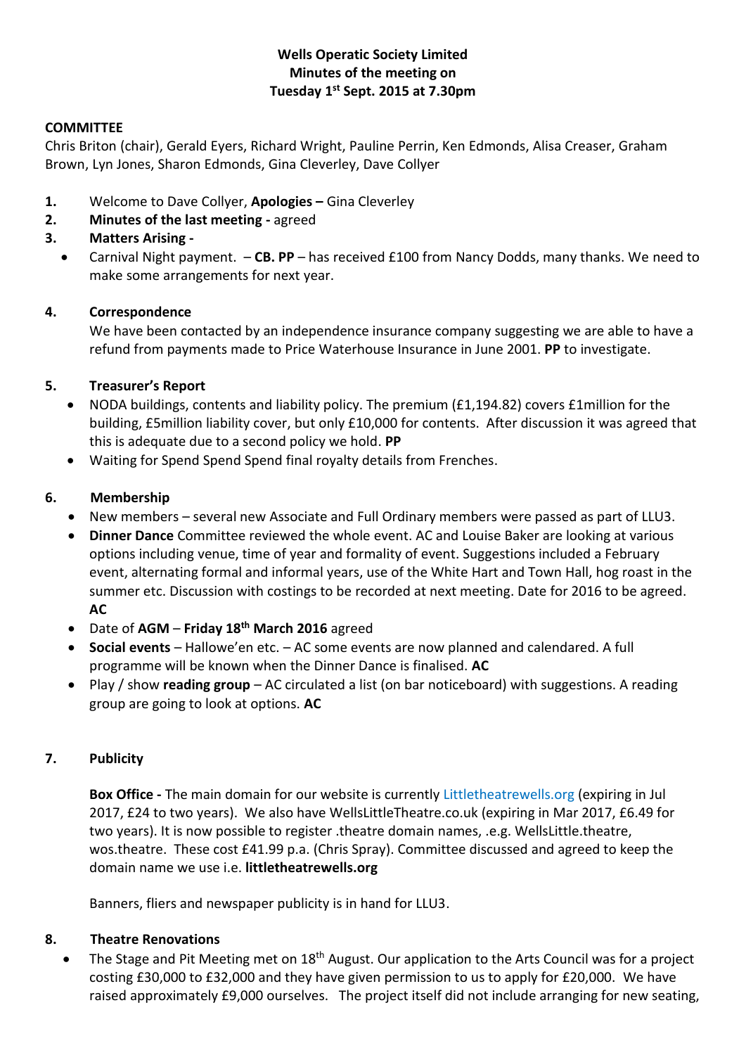**Wells Operatic Society Limited**
**Minutes of the meeting on**
**Tuesday 1st Sept. 2015 at 7.30pm**

**COMMITTEE**

Chris Briton (chair), Gerald Eyers, Richard Wright, Pauline Perrin, Ken Edmonds, Alisa Creaser, Graham Brown, Lyn Jones, Sharon Edmonds, Gina Cleverley, Dave Collyer

1. Welcome to Dave Collyer, **Apologies –** Gina Cleverley
2. **Minutes of the last meeting -** agreed
3. **Matters Arising -**
   - Carnival Night payment. – **CB. PP** – has received £100 from Nancy Dodds, many thanks. We need to make some arrangements for next year.

4. **Correspondence**

   We have been contacted by an independence insurance company suggesting we are able to have a refund from payments made to Price Waterhouse Insurance in June 2001. **PP** to investigate.

5. **Treasurer's Report**
   - NODA buildings, contents and liability policy. The premium (£1,194.82) covers £1million for the building, £5million liability cover, but only £10,000 for contents. After discussion it was agreed that this is adequate due to a second policy we hold. **PP**
   - Waiting for Spend Spend Spend final royalty details from Frenches.

6. **Membership**
   - New members – several new Associate and Full Ordinary members were passed as part of LLU3.
   - **Dinner Dance** Committee reviewed the whole event. AC and Louise Baker are looking at various options including venue, time of year and formality of event. Suggestions included a February event, alternating formal and informal years, use of the White Hart and Town Hall, hog roast in the summer etc. Discussion with costings to be recorded at next meeting. Date for 2016 to be agreed. **AC**
   - Date of **AGM** – **Friday 18th March 2016** agreed
   - **Social events** – Hallowe'en etc. – AC some events are now planned and calendared. A full programme will be known when the Dinner Dance is finalised. **AC**
   - Play / show **reading group** – AC circulated a list (on bar noticeboard) with suggestions. A reading group are going to look at options. **AC**

7. **Publicity**

   **Box Office -** The main domain for our website is currently Littletheatrewells.org (expiring in Jul 2017, £24 to two years). We also have WellsLittleTheatre.co.uk (expiring in Mar 2017, £6.49 for two years). It is now possible to register .theatre domain names, .e.g. WellsLittle.theatre, wos.theatre. These cost £41.99 p.a. (Chris Spray). Committee discussed and agreed to keep the domain name we use i.e. **littletheatrewells.org**

   Banners, fliers and newspaper publicity is in hand for LLU3.

8. **Theatre Renovations**
   - The Stage and Pit Meeting met on 18th August. Our application to the Arts Council was for a project costing £30,000 to £32,000 and they have given permission to us to apply for £20,000. We have raised approximately £9,000 ourselves. The project itself did not include arranging for new seating,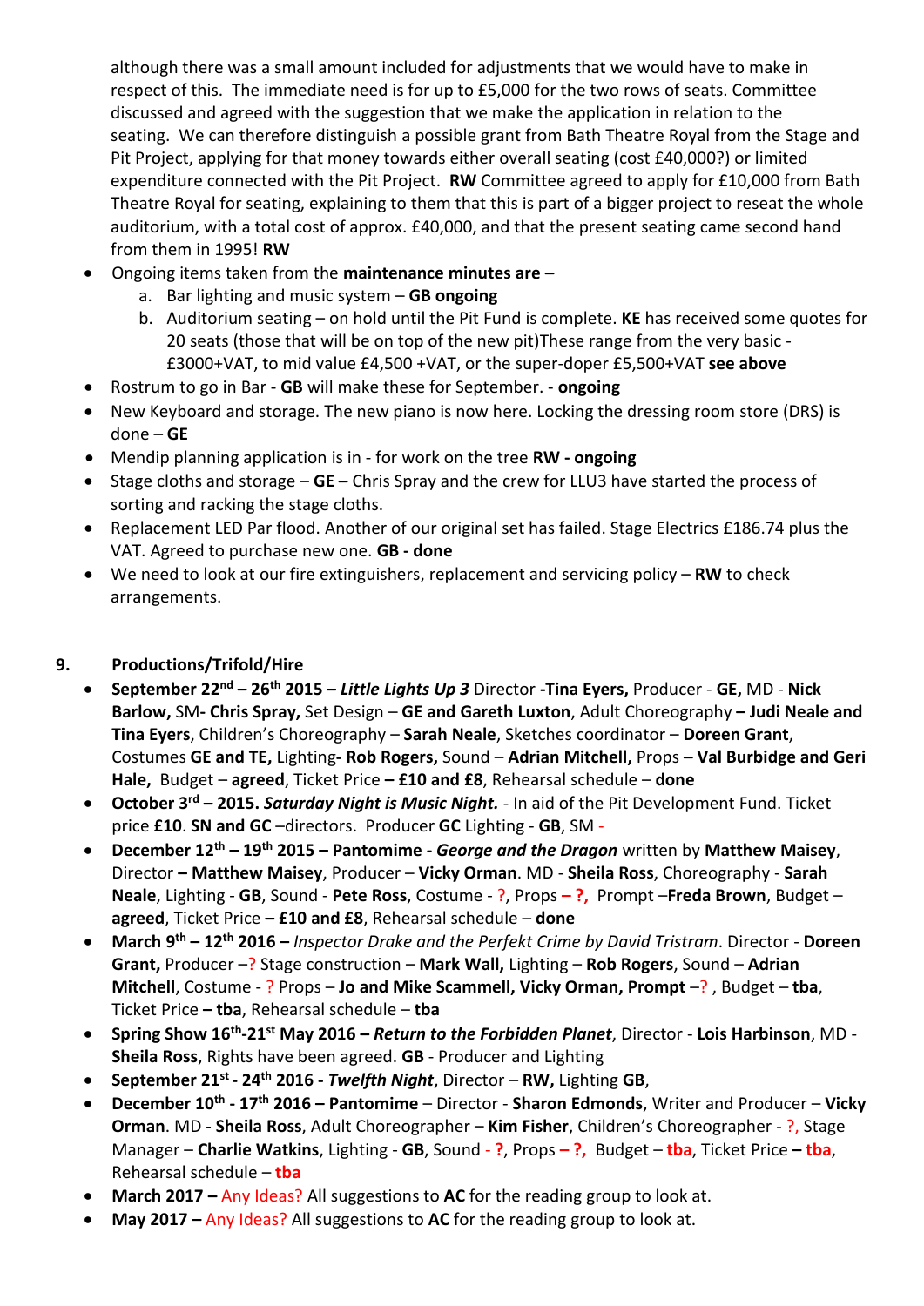although there was a small amount included for adjustments that we would have to make in respect of this. The immediate need is for up to £5,000 for the two rows of seats. Committee discussed and agreed with the suggestion that we make the application in relation to the seating. We can therefore distinguish a possible grant from Bath Theatre Royal from the Stage and Pit Project, applying for that money towards either overall seating (cost £40,000?) or limited expenditure connected with the Pit Project. **RW** Committee agreed to apply for £10,000 from Bath Theatre Royal for seating, explaining to them that this is part of a bigger project to reseat the whole auditorium, with a total cost of approx. £40,000, and that the present seating came second hand from them in 1995! **RW**

- Ongoing items taken from the **maintenance minutes are –**
    a. Bar lighting and music system – **GB ongoing**
    b. Auditorium seating – on hold until the Pit Fund is complete. **KE** has received some quotes for 20 seats (those that will be on top of the new pit)These range from the very basic - £3000+VAT, to mid value £4,500 +VAT, or the super-doper £5,500+VAT **see above**
- Rostrum to go in Bar - **GB** will make these for September. - **ongoing**
- New Keyboard and storage. The new piano is now here. Locking the dressing room store (DRS) is done – **GE**
- Mendip planning application is in - for work on the tree **RW - ongoing**
- Stage cloths and storage – **GE –** Chris Spray and the crew for LLU3 have started the process of sorting and racking the stage cloths.
- Replacement LED Par flood. Another of our original set has failed. Stage Electrics £186.74 plus the VAT. Agreed to purchase new one. **GB - done**
- We need to look at our fire extinguishers, replacement and servicing policy – **RW** to check arrangements.

## 9. Productions/Trifold/Hire

- **September 22nd – 26th 2015 – *Little Lights Up 3*** Director **-Tina Eyers,** Producer - **GE,** MD - **Nick Barlow,** SM**- Chris Spray,** Set Design – **GE and Gareth Luxton**, Adult Choreography **– Judi Neale and Tina Eyers**, Children's Choreography – **Sarah Neale**, Sketches coordinator – **Doreen Grant**, Costumes **GE and TE,** Lighting**- Rob Rogers,** Sound – **Adrian Mitchell,** Props **– Val Burbidge and Geri Hale,** Budget – **agreed**, Ticket Price **– £10 and £8**, Rehearsal schedule – **done**
- **October 3rd – 2015. *Saturday Night is Music Night.*** - In aid of the Pit Development Fund. Ticket price **£10**. **SN and GC** –directors. Producer **GC** Lighting - **GB**, SM -
- **December 12th – 19th 2015 – Pantomime - *George and the Dragon*** written by **Matthew Maisey**, Director **– Matthew Maisey**, Producer – **Vicky Orman**. MD - **Sheila Ross**, Choreography - **Sarah Neale**, Lighting - **GB**, Sound - **Pete Ross**, Costume - ?, Props **– ?,** Prompt –**Freda Brown**, Budget – **agreed**, Ticket Price **– £10 and £8**, Rehearsal schedule – **done**
- **March 9th – 12th 2016 –** *Inspector Drake and the Perfekt Crime by David Tristram*. Director - **Doreen Grant,** Producer –? Stage construction – **Mark Wall,** Lighting – **Rob Rogers**, Sound – **Adrian Mitchell**, Costume - ? Props – **Jo and Mike Scammell, Vicky Orman, Prompt** –? , Budget – **tba**, Ticket Price **– tba**, Rehearsal schedule – **tba**
- **Spring Show 16th-21st May 2016 – *Return to the Forbidden Planet***, Director - **Lois Harbinson**, MD - **Sheila Ross**, Rights have been agreed. **GB** - Producer and Lighting
- **September 21st - 24th 2016 - *Twelfth Night***, Director – **RW,** Lighting **GB**,
- **December 10th - 17th 2016 – Pantomime** – Director - **Sharon Edmonds**, Writer and Producer – **Vicky Orman**. MD - **Sheila Ross**, Adult Choreographer – **Kim Fisher**, Children's Choreographer - ?, Stage Manager – **Charlie Watkins**, Lighting - **GB**, Sound - **?**, Props **– ?,** Budget – **tba**, Ticket Price **– tba**, Rehearsal schedule – **tba**
- **March 2017 –** Any Ideas? All suggestions to **AC** for the reading group to look at.
- **May 2017 –** Any Ideas? All suggestions to **AC** for the reading group to look at.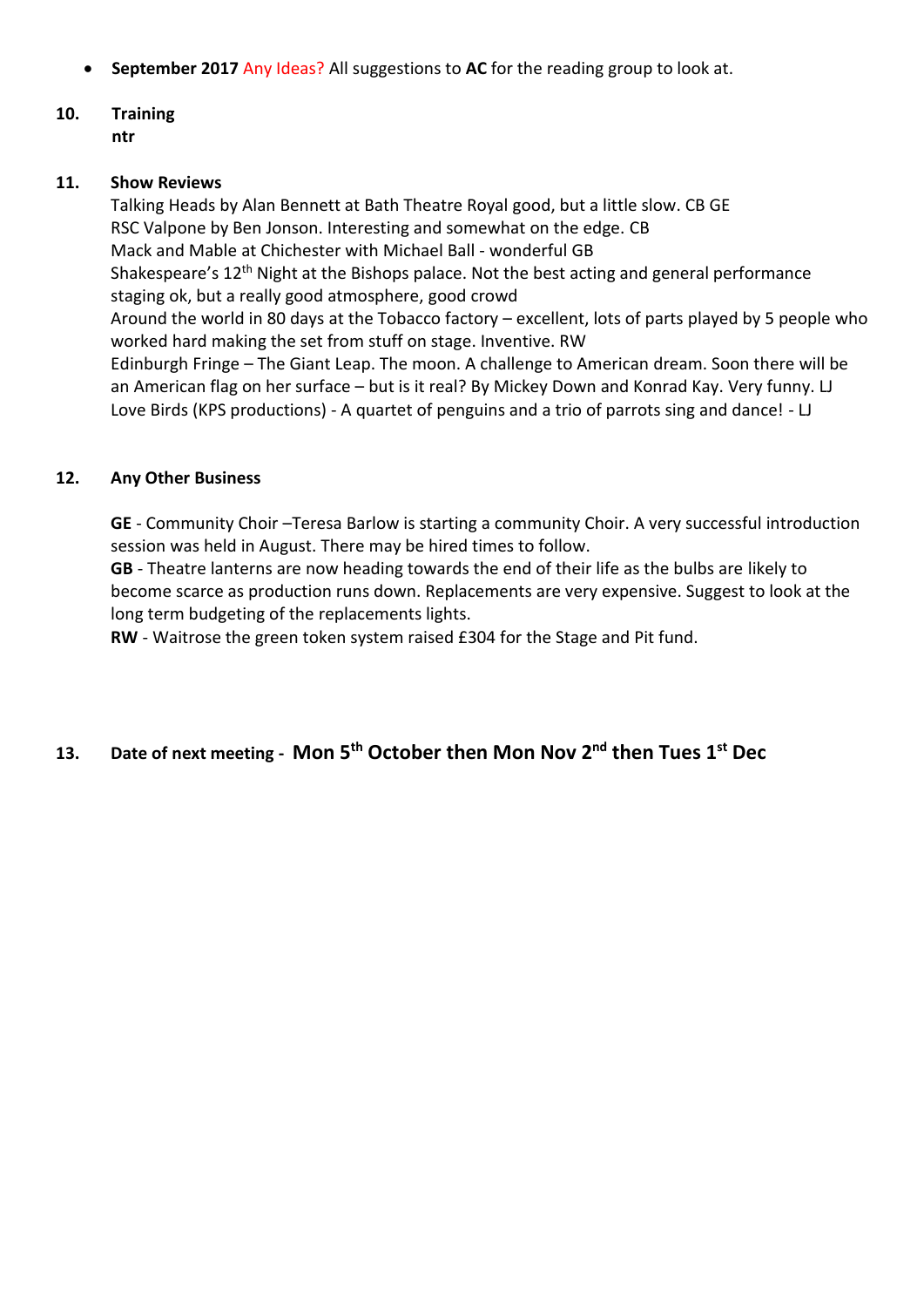- **September 2017** Any Ideas? All suggestions to **AC** for the reading group to look at.

**10. Training**

**ntr**

**11. Show Reviews**

Talking Heads by Alan Bennett at Bath Theatre Royal good, but a little slow. CB GE
RSC Valpone by Ben Jonson. Interesting and somewhat on the edge. CB
Mack and Mable at Chichester with Michael Ball - wonderful GB
Shakespeare's 12th Night at the Bishops palace. Not the best acting and general performance staging ok, but a really good atmosphere, good crowd
Around the world in 80 days at the Tobacco factory – excellent, lots of parts played by 5 people who worked hard making the set from stuff on stage. Inventive. RW
Edinburgh Fringe – The Giant Leap. The moon. A challenge to American dream. Soon there will be an American flag on her surface – but is it real? By Mickey Down and Konrad Kay. Very funny. LJ
Love Birds (KPS productions) - A quartet of penguins and a trio of parrots sing and dance! - LJ

**12. Any Other Business**

**GE** - Community Choir –Teresa Barlow is starting a community Choir. A very successful introduction session was held in August. There may be hired times to follow.
**GB** - Theatre lanterns are now heading towards the end of their life as the bulbs are likely to become scarce as production runs down. Replacements are very expensive. Suggest to look at the long term budgeting of the replacements lights.
**RW** - Waitrose the green token system raised £304 for the Stage and Pit fund.

**13. Date of next meeting - Mon 5th October then Mon Nov 2nd then Tues 1st Dec**